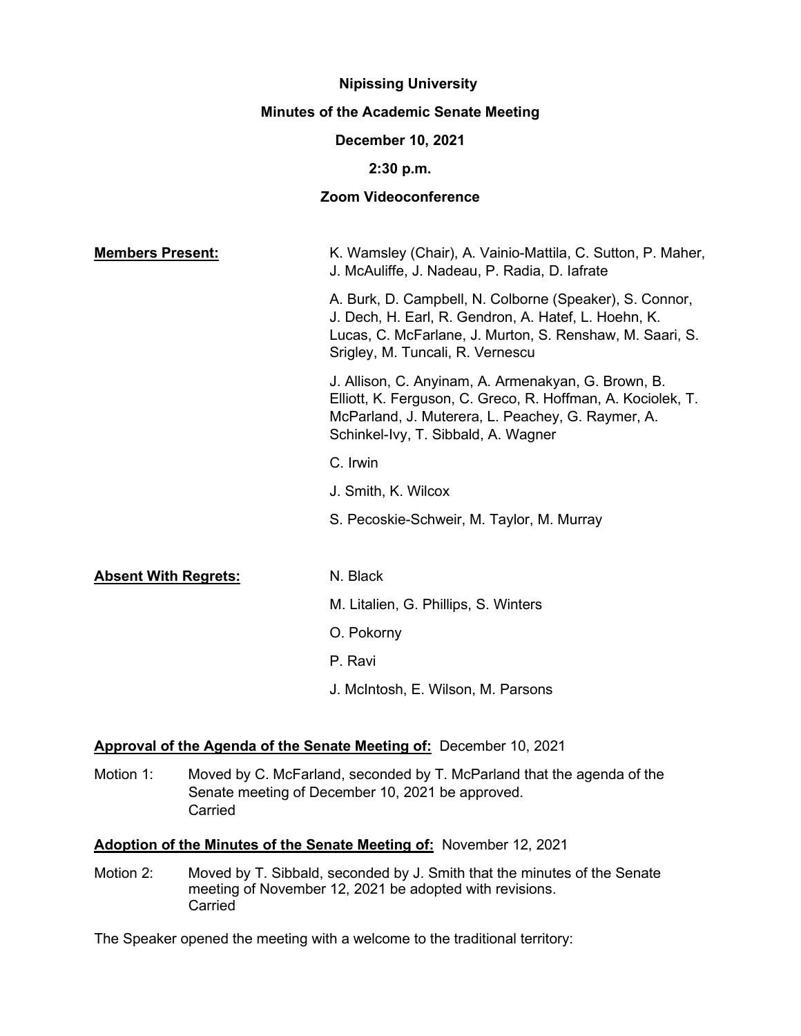**Nipissing University**

**Minutes of the Academic Senate Meeting**

**December 10, 2021**

**2:30 p.m.**

**Zoom Videoconference**

**Members Present:**

K. Wamsley (Chair), A. Vainio-Mattila, C. Sutton, P. Maher, J. McAuliffe, J. Nadeau, P. Radia, D. Iafrate

A. Burk, D. Campbell, N. Colborne (Speaker), S. Connor, J. Dech, H. Earl, R. Gendron, A. Hatef, L. Hoehn, K. Lucas, C. McFarlane, J. Murton, S. Renshaw, M. Saari, S. Srigley, M. Tuncali, R. Vernescu

J. Allison, C. Anyinam, A. Armenakyan, G. Brown, B. Elliott, K. Ferguson, C. Greco, R. Hoffman, A. Kociolek, T. McParland, J. Muterera, L. Peachey, G. Raymer, A. Schinkel-Ivy, T. Sibbald, A. Wagner

C. Irwin

J. Smith, K. Wilcox

S. Pecoskie-Schweir, M. Taylor, M. Murray

**Absent With Regrets:**

N. Black

M. Litalien, G. Phillips, S. Winters

O. Pokorny

P. Ravi

J. McIntosh, E. Wilson, M. Parsons

**Approval of the Agenda of the Senate Meeting of:** December 10, 2021

Motion 1: Moved by C. McFarland, seconded by T. McParland that the agenda of the Senate meeting of December 10, 2021 be approved.
Carried

**Adoption of the Minutes of the Senate Meeting of:** November 12, 2021

Motion 2: Moved by T. Sibbald, seconded by J. Smith that the minutes of the Senate meeting of November 12, 2021 be adopted with revisions.
Carried

The Speaker opened the meeting with a welcome to the traditional territory: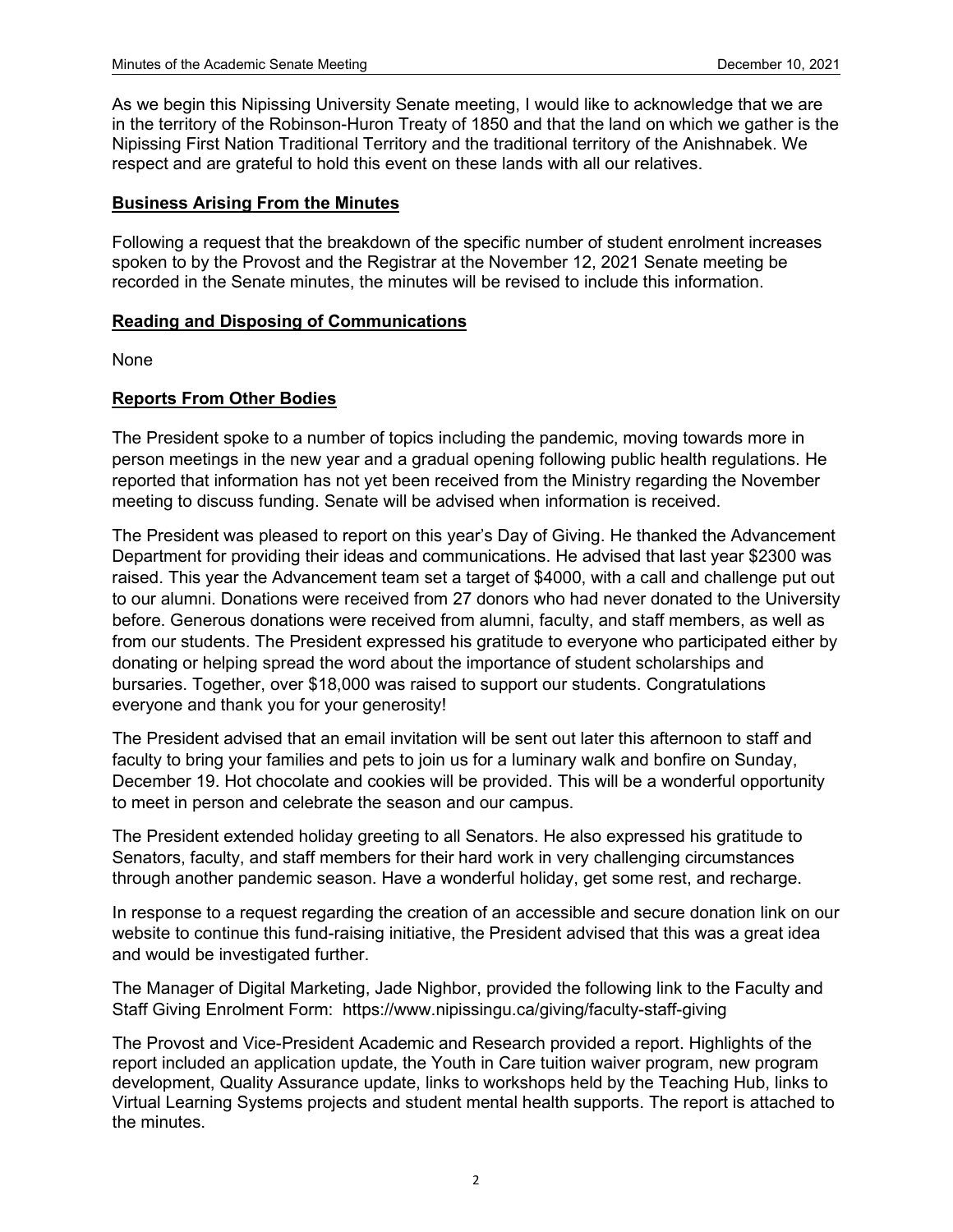As we begin this Nipissing University Senate meeting, I would like to acknowledge that we are in the territory of the Robinson-Huron Treaty of 1850 and that the land on which we gather is the Nipissing First Nation Traditional Territory and the traditional territory of the Anishnabek. We respect and are grateful to hold this event on these lands with all our relatives.

## Business Arising From the Minutes

Following a request that the breakdown of the specific number of student enrolment increases spoken to by the Provost and the Registrar at the November 12, 2021 Senate meeting be recorded in the Senate minutes, the minutes will be revised to include this information.

## Reading and Disposing of Communications

None

## Reports From Other Bodies

The President spoke to a number of topics including the pandemic, moving towards more in person meetings in the new year and a gradual opening following public health regulations. He reported that information has not yet been received from the Ministry regarding the November meeting to discuss funding. Senate will be advised when information is received.

The President was pleased to report on this year's Day of Giving. He thanked the Advancement Department for providing their ideas and communications. He advised that last year $2300 was raised. This year the Advancement team set a target of $4000, with a call and challenge put out to our alumni. Donations were received from 27 donors who had never donated to the University before. Generous donations were received from alumni, faculty, and staff members, as well as from our students. The President expressed his gratitude to everyone who participated either by donating or helping spread the word about the importance of student scholarships and bursaries. Together, over $18,000 was raised to support our students. Congratulations everyone and thank you for your generosity!

The President advised that an email invitation will be sent out later this afternoon to staff and faculty to bring your families and pets to join us for a luminary walk and bonfire on Sunday, December 19. Hot chocolate and cookies will be provided. This will be a wonderful opportunity to meet in person and celebrate the season and our campus.

The President extended holiday greeting to all Senators. He also expressed his gratitude to Senators, faculty, and staff members for their hard work in very challenging circumstances through another pandemic season. Have a wonderful holiday, get some rest, and recharge.

In response to a request regarding the creation of an accessible and secure donation link on our website to continue this fund-raising initiative, the President advised that this was a great idea and would be investigated further.

The Manager of Digital Marketing, Jade Nighbor, provided the following link to the Faculty and Staff Giving Enrolment Form: https://www.nipissingu.ca/giving/faculty-staff-giving

The Provost and Vice-President Academic and Research provided a report. Highlights of the report included an application update, the Youth in Care tuition waiver program, new program development, Quality Assurance update, links to workshops held by the Teaching Hub, links to Virtual Learning Systems projects and student mental health supports. The report is attached to the minutes.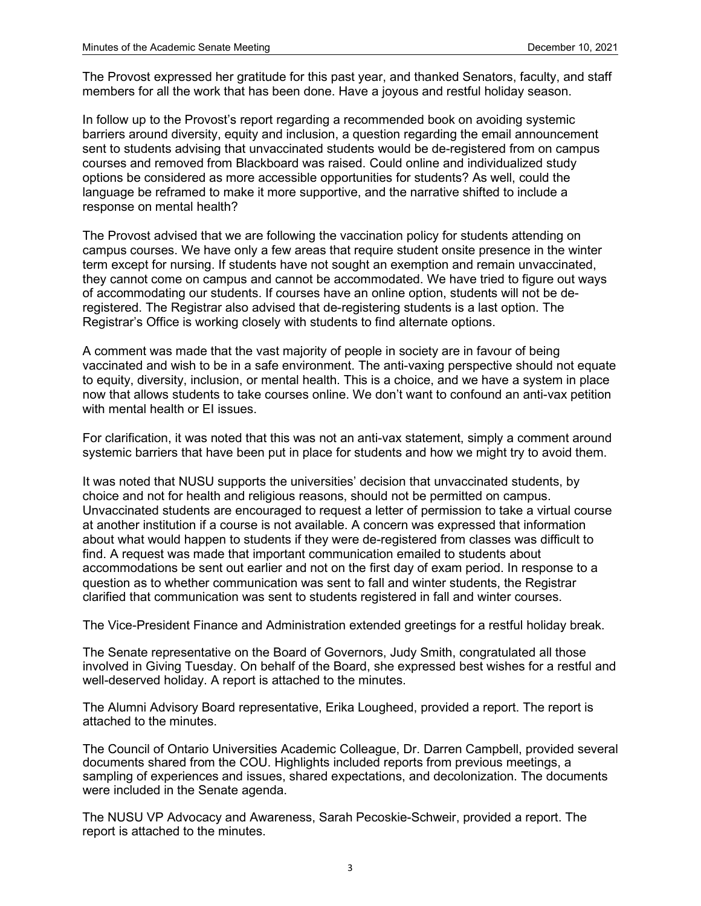The Provost expressed her gratitude for this past year, and thanked Senators, faculty, and staff members for all the work that has been done. Have a joyous and restful holiday season.

In follow up to the Provost's report regarding a recommended book on avoiding systemic barriers around diversity, equity and inclusion, a question regarding the email announcement sent to students advising that unvaccinated students would be de-registered from on campus courses and removed from Blackboard was raised. Could online and individualized study options be considered as more accessible opportunities for students? As well, could the language be reframed to make it more supportive, and the narrative shifted to include a response on mental health?

The Provost advised that we are following the vaccination policy for students attending on campus courses. We have only a few areas that require student onsite presence in the winter term except for nursing. If students have not sought an exemption and remain unvaccinated, they cannot come on campus and cannot be accommodated. We have tried to figure out ways of accommodating our students. If courses have an online option, students will not be de-registered. The Registrar also advised that de-registering students is a last option. The Registrar's Office is working closely with students to find alternate options.

A comment was made that the vast majority of people in society are in favour of being vaccinated and wish to be in a safe environment. The anti-vaxing perspective should not equate to equity, diversity, inclusion, or mental health. This is a choice, and we have a system in place now that allows students to take courses online. We don't want to confound an anti-vax petition with mental health or EI issues.

For clarification, it was noted that this was not an anti-vax statement, simply a comment around systemic barriers that have been put in place for students and how we might try to avoid them.

It was noted that NUSU supports the universities' decision that unvaccinated students, by choice and not for health and religious reasons, should not be permitted on campus. Unvaccinated students are encouraged to request a letter of permission to take a virtual course at another institution if a course is not available. A concern was expressed that information about what would happen to students if they were de-registered from classes was difficult to find. A request was made that important communication emailed to students about accommodations be sent out earlier and not on the first day of exam period. In response to a question as to whether communication was sent to fall and winter students, the Registrar clarified that communication was sent to students registered in fall and winter courses.

The Vice-President Finance and Administration extended greetings for a restful holiday break.

The Senate representative on the Board of Governors, Judy Smith, congratulated all those involved in Giving Tuesday. On behalf of the Board, she expressed best wishes for a restful and well-deserved holiday. A report is attached to the minutes.

The Alumni Advisory Board representative, Erika Lougheed, provided a report. The report is attached to the minutes.

The Council of Ontario Universities Academic Colleague, Dr. Darren Campbell, provided several documents shared from the COU. Highlights included reports from previous meetings, a sampling of experiences and issues, shared expectations, and decolonization. The documents were included in the Senate agenda.

The NUSU VP Advocacy and Awareness, Sarah Pecoskie-Schweir, provided a report. The report is attached to the minutes.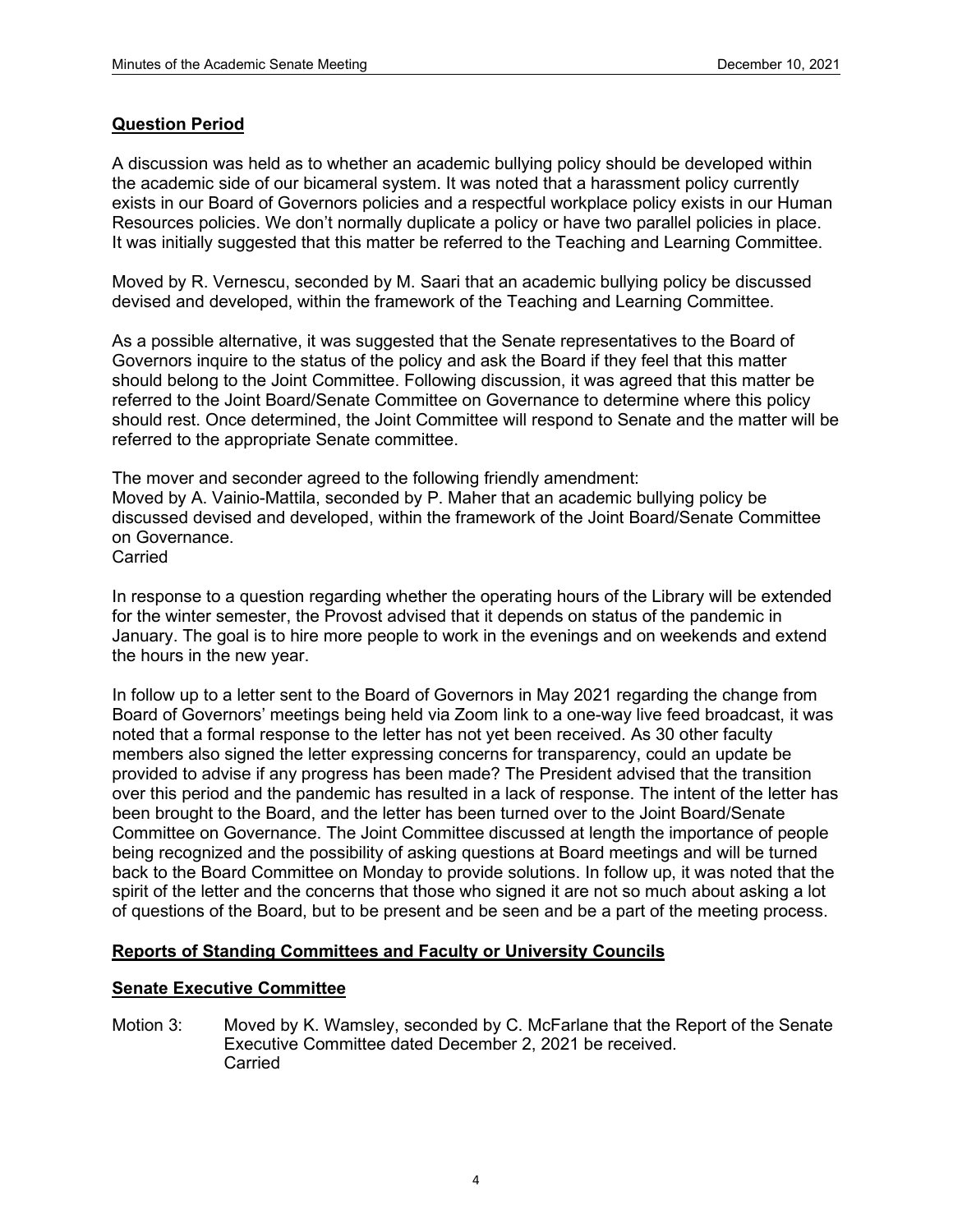## Question Period

A discussion was held as to whether an academic bullying policy should be developed within the academic side of our bicameral system. It was noted that a harassment policy currently exists in our Board of Governors policies and a respectful workplace policy exists in our Human Resources policies. We don't normally duplicate a policy or have two parallel policies in place. It was initially suggested that this matter be referred to the Teaching and Learning Committee.

Moved by R. Vernescu, seconded by M. Saari that an academic bullying policy be discussed devised and developed, within the framework of the Teaching and Learning Committee.

As a possible alternative, it was suggested that the Senate representatives to the Board of Governors inquire to the status of the policy and ask the Board if they feel that this matter should belong to the Joint Committee. Following discussion, it was agreed that this matter be referred to the Joint Board/Senate Committee on Governance to determine where this policy should rest. Once determined, the Joint Committee will respond to Senate and the matter will be referred to the appropriate Senate committee.

The mover and seconder agreed to the following friendly amendment:
Moved by A. Vainio-Mattila, seconded by P. Maher that an academic bullying policy be discussed devised and developed, within the framework of the Joint Board/Senate Committee on Governance.
Carried

In response to a question regarding whether the operating hours of the Library will be extended for the winter semester, the Provost advised that it depends on status of the pandemic in January. The goal is to hire more people to work in the evenings and on weekends and extend the hours in the new year.

In follow up to a letter sent to the Board of Governors in May 2021 regarding the change from Board of Governors' meetings being held via Zoom link to a one-way live feed broadcast, it was noted that a formal response to the letter has not yet been received. As 30 other faculty members also signed the letter expressing concerns for transparency, could an update be provided to advise if any progress has been made? The President advised that the transition over this period and the pandemic has resulted in a lack of response. The intent of the letter has been brought to the Board, and the letter has been turned over to the Joint Board/Senate Committee on Governance. The Joint Committee discussed at length the importance of people being recognized and the possibility of asking questions at Board meetings and will be turned back to the Board Committee on Monday to provide solutions. In follow up, it was noted that the spirit of the letter and the concerns that those who signed it are not so much about asking a lot of questions of the Board, but to be present and be seen and be a part of the meeting process.

## Reports of Standing Committees and Faculty or University Councils

### Senate Executive Committee

Motion 3: Moved by K. Wamsley, seconded by C. McFarlane that the Report of the Senate Executive Committee dated December 2, 2021 be received.
Carried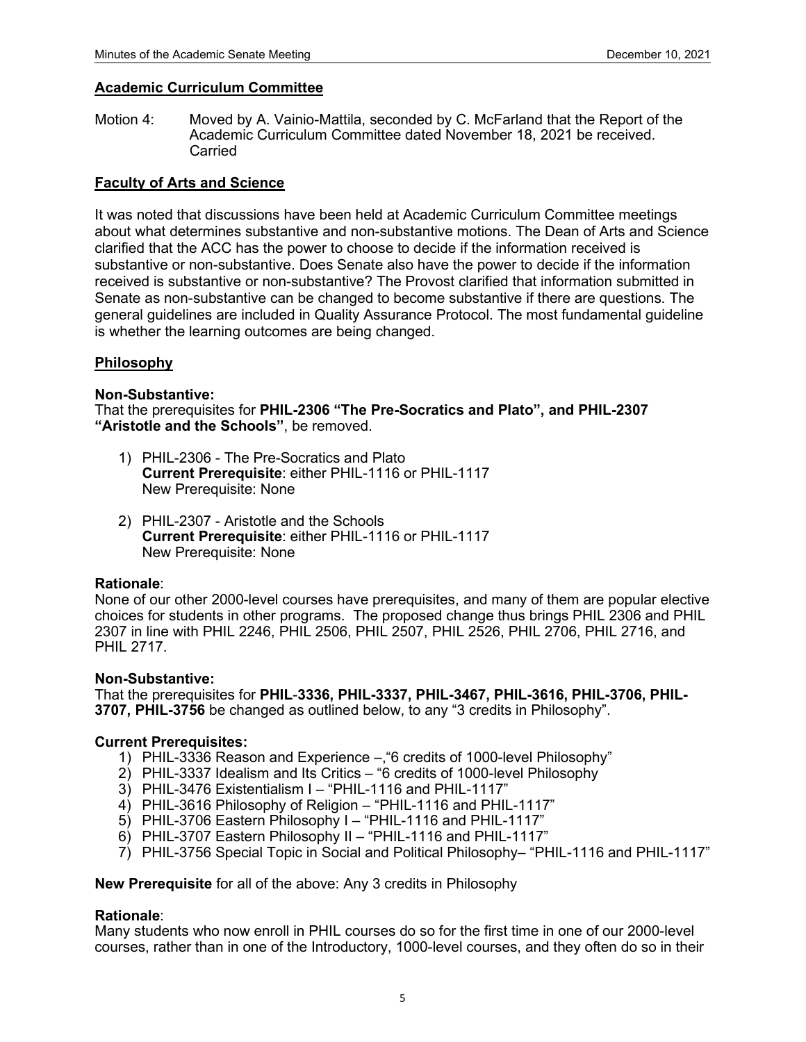## Academic Curriculum Committee

Motion 4: Moved by A. Vainio-Mattila, seconded by C. McFarland that the Report of the Academic Curriculum Committee dated November 18, 2021 be received.
Carried

## Faculty of Arts and Science

It was noted that discussions have been held at Academic Curriculum Committee meetings about what determines substantive and non-substantive motions. The Dean of Arts and Science clarified that the ACC has the power to choose to decide if the information received is substantive or non-substantive. Does Senate also have the power to decide if the information received is substantive or non-substantive? The Provost clarified that information submitted in Senate as non-substantive can be changed to become substantive if there are questions. The general guidelines are included in Quality Assurance Protocol. The most fundamental guideline is whether the learning outcomes are being changed.

## Philosophy

**Non-Substantive:**
That the prerequisites for **PHIL-2306 "The Pre-Socratics and Plato", and PHIL-2307 "Aristotle and the Schools"**, be removed.

1) PHIL-2306 - The Pre-Socratics and Plato
   **Current Prerequisite**: either PHIL-1116 or PHIL-1117
   New Prerequisite: None

2) PHIL-2307 - Aristotle and the Schools
   **Current Prerequisite**: either PHIL-1116 or PHIL-1117
   New Prerequisite: None

**Rationale**:
None of our other 2000-level courses have prerequisites, and many of them are popular elective choices for students in other programs. The proposed change thus brings PHIL 2306 and PHIL 2307 in line with PHIL 2246, PHIL 2506, PHIL 2507, PHIL 2526, PHIL 2706, PHIL 2716, and PHIL 2717.

**Non-Substantive:**
That the prerequisites for **PHIL-3336, PHIL-3337, PHIL-3467, PHIL-3616, PHIL-3706, PHIL-3707, PHIL-3756** be changed as outlined below, to any "3 credits in Philosophy".

**Current Prerequisites:**

1) PHIL-3336 Reason and Experience –,"6 credits of 1000-level Philosophy"
2) PHIL-3337 Idealism and Its Critics – "6 credits of 1000-level Philosophy
3) PHIL-3476 Existentialism I – "PHIL-1116 and PHIL-1117"
4) PHIL-3616 Philosophy of Religion – "PHIL-1116 and PHIL-1117"
5) PHIL-3706 Eastern Philosophy I – "PHIL-1116 and PHIL-1117"
6) PHIL-3707 Eastern Philosophy II – "PHIL-1116 and PHIL-1117"
7) PHIL-3756 Special Topic in Social and Political Philosophy– "PHIL-1116 and PHIL-1117"

**New Prerequisite** for all of the above: Any 3 credits in Philosophy

**Rationale**:
Many students who now enroll in PHIL courses do so for the first time in one of our 2000-level courses, rather than in one of the Introductory, 1000-level courses, and they often do so in their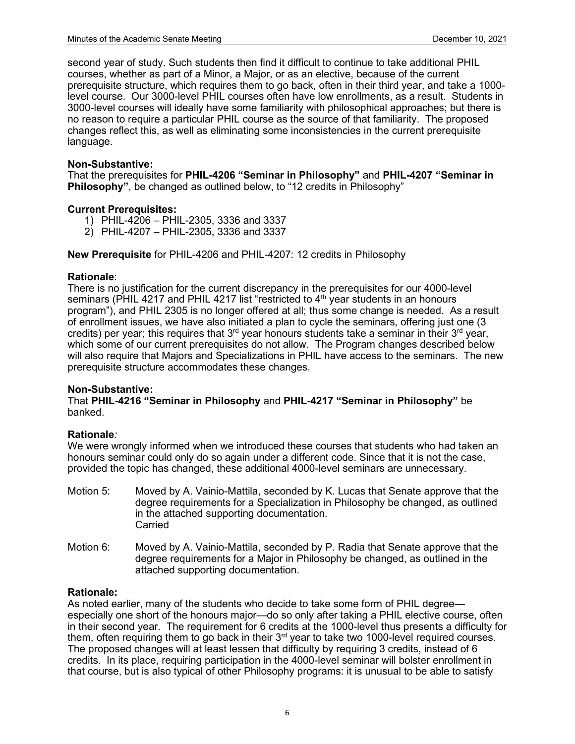second year of study. Such students then find it difficult to continue to take additional PHIL courses, whether as part of a Minor, a Major, or as an elective, because of the current prerequisite structure, which requires them to go back, often in their third year, and take a 1000-level course. Our 3000-level PHIL courses often have low enrollments, as a result. Students in 3000-level courses will ideally have some familiarity with philosophical approaches; but there is no reason to require a particular PHIL course as the source of that familiarity. The proposed changes reflect this, as well as eliminating some inconsistencies in the current prerequisite language.

**Non-Substantive:**
That the prerequisites for **PHIL-4206 "Seminar in Philosophy"** and **PHIL-4207 "Seminar in Philosophy"**, be changed as outlined below, to "12 credits in Philosophy"

**Current Prerequisites:**

1) PHIL-4206 – PHIL-2305, 3336 and 3337
2) PHIL-4207 – PHIL-2305, 3336 and 3337

**New Prerequisite** for PHIL-4206 and PHIL-4207: 12 credits in Philosophy

**Rationale**:
There is no justification for the current discrepancy in the prerequisites for our 4000-level seminars (PHIL 4217 and PHIL 4217 list "restricted to 4th year students in an honours program"), and PHIL 2305 is no longer offered at all; thus some change is needed. As a result of enrollment issues, we have also initiated a plan to cycle the seminars, offering just one (3 credits) per year; this requires that 3rd year honours students take a seminar in their 3rd year, which some of our current prerequisites do not allow. The Program changes described below will also require that Majors and Specializations in PHIL have access to the seminars. The new prerequisite structure accommodates these changes.

**Non-Substantive:**
That **PHIL-4216 "Seminar in Philosophy** and **PHIL-4217 "Seminar in Philosophy"** be banked.

**Rationale***:*
We were wrongly informed when we introduced these courses that students who had taken an honours seminar could only do so again under a different code. Since that it is not the case, provided the topic has changed, these additional 4000-level seminars are unnecessary.

Motion 5: Moved by A. Vainio-Mattila, seconded by K. Lucas that Senate approve that the degree requirements for a Specialization in Philosophy be changed, as outlined in the attached supporting documentation.
Carried

Motion 6: Moved by A. Vainio-Mattila, seconded by P. Radia that Senate approve that the degree requirements for a Major in Philosophy be changed, as outlined in the attached supporting documentation.

**Rationale:**
As noted earlier, many of the students who decide to take some form of PHIL degree—especially one short of the honours major—do so only after taking a PHIL elective course, often in their second year. The requirement for 6 credits at the 1000-level thus presents a difficulty for them, often requiring them to go back in their 3rd year to take two 1000-level required courses. The proposed changes will at least lessen that difficulty by requiring 3 credits, instead of 6 credits. In its place, requiring participation in the 4000-level seminar will bolster enrollment in that course, but is also typical of other Philosophy programs: it is unusual to be able to satisfy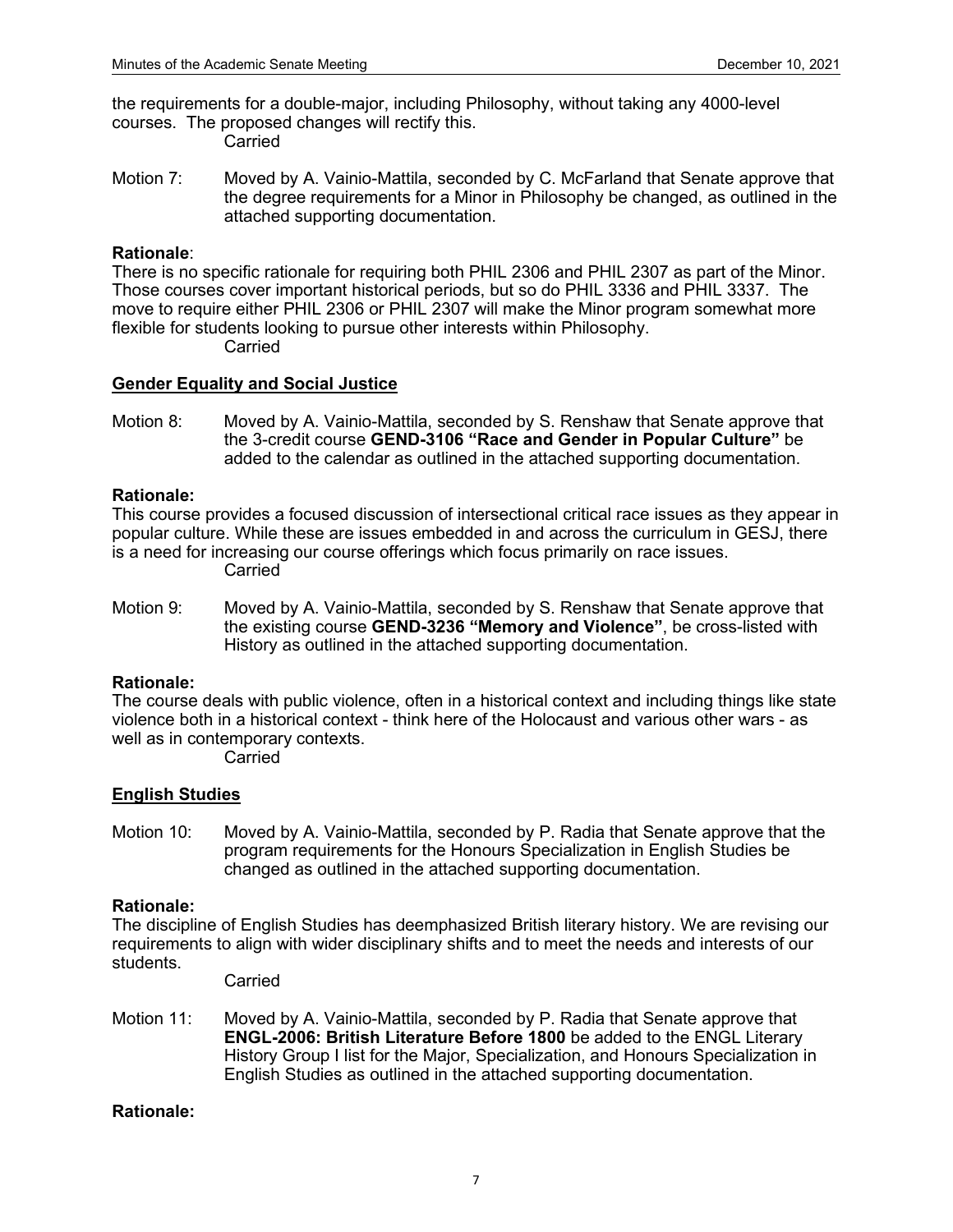the requirements for a double-major, including Philosophy, without taking any 4000-level courses. The proposed changes will rectify this.

Carried

Motion 7: Moved by A. Vainio-Mattila, seconded by C. McFarland that Senate approve that the degree requirements for a Minor in Philosophy be changed, as outlined in the attached supporting documentation.

**Rationale**:
There is no specific rationale for requiring both PHIL 2306 and PHIL 2307 as part of the Minor. Those courses cover important historical periods, but so do PHIL 3336 and PHIL 3337. The move to require either PHIL 2306 or PHIL 2307 will make the Minor program somewhat more flexible for students looking to pursue other interests within Philosophy.

Carried

## Gender Equality and Social Justice

Motion 8: Moved by A. Vainio-Mattila, seconded by S. Renshaw that Senate approve that the 3-credit course **GEND-3106 "Race and Gender in Popular Culture"** be added to the calendar as outlined in the attached supporting documentation.

**Rationale:**
This course provides a focused discussion of intersectional critical race issues as they appear in popular culture. While these are issues embedded in and across the curriculum in GESJ, there is a need for increasing our course offerings which focus primarily on race issues.

Carried

Motion 9: Moved by A. Vainio-Mattila, seconded by S. Renshaw that Senate approve that the existing course **GEND-3236 "Memory and Violence"**, be cross-listed with History as outlined in the attached supporting documentation.

**Rationale:**
The course deals with public violence, often in a historical context and including things like state violence both in a historical context - think here of the Holocaust and various other wars - as well as in contemporary contexts.

Carried

## English Studies

Motion 10: Moved by A. Vainio-Mattila, seconded by P. Radia that Senate approve that the program requirements for the Honours Specialization in English Studies be changed as outlined in the attached supporting documentation.

**Rationale:**
The discipline of English Studies has deemphasized British literary history. We are revising our requirements to align with wider disciplinary shifts and to meet the needs and interests of our students.

Carried

Motion 11: Moved by A. Vainio-Mattila, seconded by P. Radia that Senate approve that **ENGL-2006: British Literature Before 1800** be added to the ENGL Literary History Group I list for the Major, Specialization, and Honours Specialization in English Studies as outlined in the attached supporting documentation.

**Rationale:**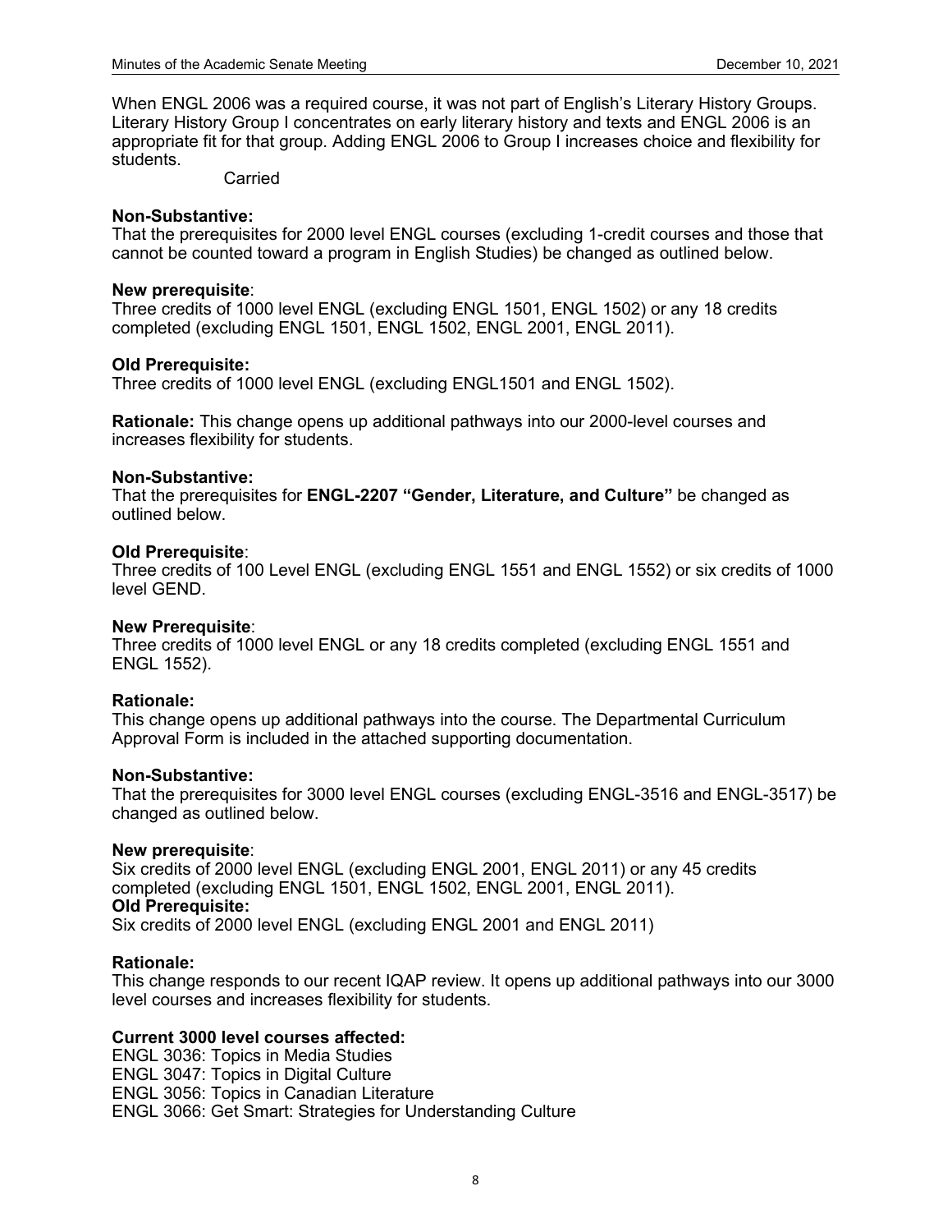When ENGL 2006 was a required course, it was not part of English's Literary History Groups. Literary History Group I concentrates on early literary history and texts and ENGL 2006 is an appropriate fit for that group. Adding ENGL 2006 to Group I increases choice and flexibility for students.

Carried

**Non-Substantive:**
That the prerequisites for 2000 level ENGL courses (excluding 1-credit courses and those that cannot be counted toward a program in English Studies) be changed as outlined below.

**New prerequisite**:
Three credits of 1000 level ENGL (excluding ENGL 1501, ENGL 1502) or any 18 credits completed (excluding ENGL 1501, ENGL 1502, ENGL 2001, ENGL 2011).

**Old Prerequisite:**
Three credits of 1000 level ENGL (excluding ENGL1501 and ENGL 1502).

**Rationale:** This change opens up additional pathways into our 2000-level courses and increases flexibility for students.

**Non-Substantive:**
That the prerequisites for **ENGL-2207 "Gender, Literature, and Culture"** be changed as outlined below.

**Old Prerequisite**:
Three credits of 100 Level ENGL (excluding ENGL 1551 and ENGL 1552) or six credits of 1000 level GEND.

**New Prerequisite**:
Three credits of 1000 level ENGL or any 18 credits completed (excluding ENGL 1551 and ENGL 1552).

**Rationale:**
This change opens up additional pathways into the course. The Departmental Curriculum Approval Form is included in the attached supporting documentation.

**Non-Substantive:**
That the prerequisites for 3000 level ENGL courses (excluding ENGL-3516 and ENGL-3517) be changed as outlined below.

**New prerequisite**:
Six credits of 2000 level ENGL (excluding ENGL 2001, ENGL 2011) or any 45 credits completed (excluding ENGL 1501, ENGL 1502, ENGL 2001, ENGL 2011).
**Old Prerequisite:**
Six credits of 2000 level ENGL (excluding ENGL 2001 and ENGL 2011)

**Rationale:**
This change responds to our recent IQAP review. It opens up additional pathways into our 3000 level courses and increases flexibility for students.

**Current 3000 level courses affected:**
ENGL 3036: Topics in Media Studies
ENGL 3047: Topics in Digital Culture
ENGL 3056: Topics in Canadian Literature
ENGL 3066: Get Smart: Strategies for Understanding Culture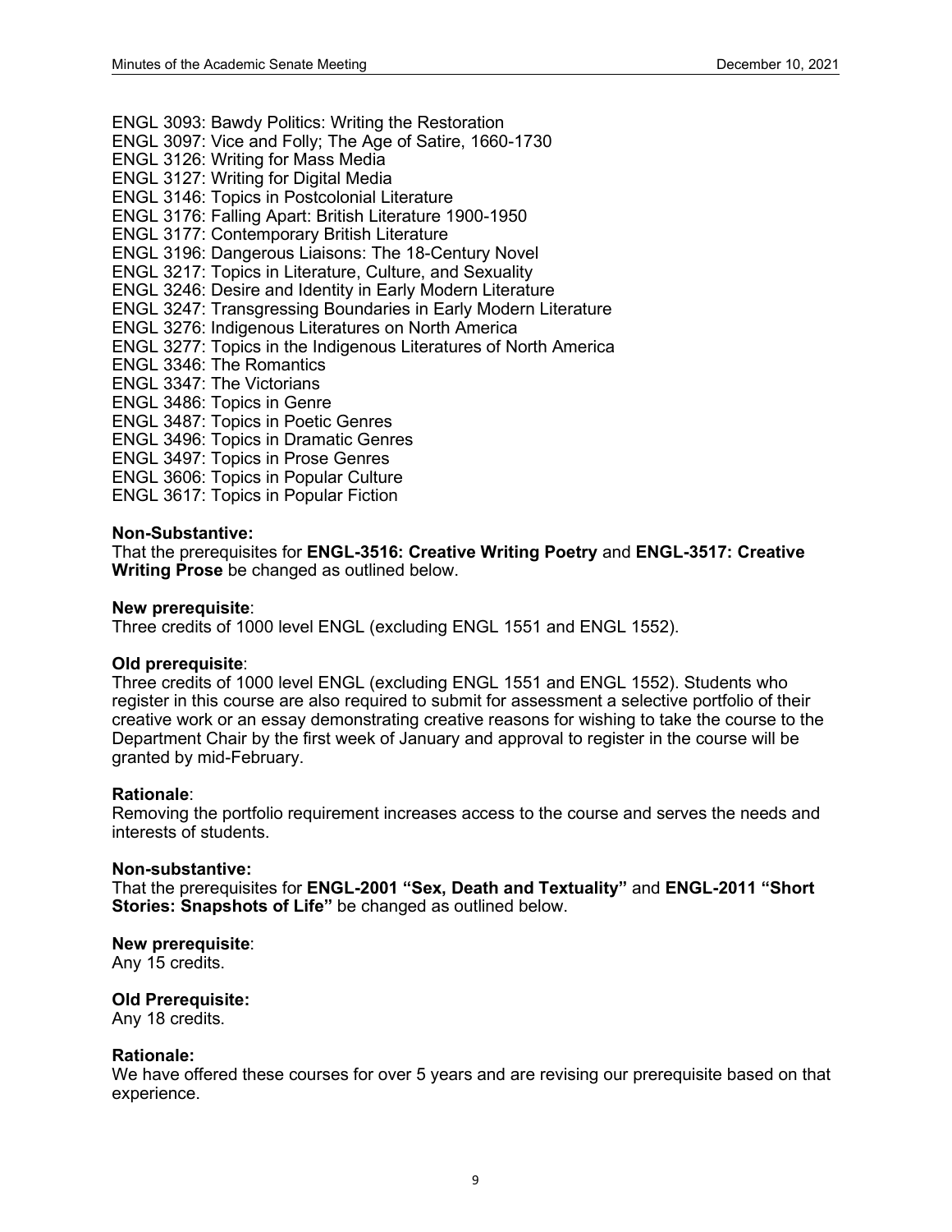ENGL 3093: Bawdy Politics: Writing the Restoration
ENGL 3097: Vice and Folly; The Age of Satire, 1660-1730
ENGL 3126: Writing for Mass Media
ENGL 3127: Writing for Digital Media
ENGL 3146: Topics in Postcolonial Literature
ENGL 3176: Falling Apart: British Literature 1900-1950
ENGL 3177: Contemporary British Literature
ENGL 3196: Dangerous Liaisons: The 18-Century Novel
ENGL 3217: Topics in Literature, Culture, and Sexuality
ENGL 3246: Desire and Identity in Early Modern Literature
ENGL 3247: Transgressing Boundaries in Early Modern Literature
ENGL 3276: Indigenous Literatures on North America
ENGL 3277: Topics in the Indigenous Literatures of North America
ENGL 3346: The Romantics
ENGL 3347: The Victorians
ENGL 3486: Topics in Genre
ENGL 3487: Topics in Poetic Genres
ENGL 3496: Topics in Dramatic Genres
ENGL 3497: Topics in Prose Genres
ENGL 3606: Topics in Popular Culture
ENGL 3617: Topics in Popular Fiction

**Non-Substantive:**
That the prerequisites for **ENGL-3516: Creative Writing Poetry** and **ENGL-3517: Creative Writing Prose** be changed as outlined below.

**New prerequisite**:
Three credits of 1000 level ENGL (excluding ENGL 1551 and ENGL 1552).

**Old prerequisite**:
Three credits of 1000 level ENGL (excluding ENGL 1551 and ENGL 1552). Students who register in this course are also required to submit for assessment a selective portfolio of their creative work or an essay demonstrating creative reasons for wishing to take the course to the Department Chair by the first week of January and approval to register in the course will be granted by mid-February.

**Rationale**:
Removing the portfolio requirement increases access to the course and serves the needs and interests of students.

**Non-substantive:**
That the prerequisites for **ENGL-2001 "Sex, Death and Textuality"** and **ENGL-2011 "Short Stories: Snapshots of Life"** be changed as outlined below.

**New prerequisite**:
Any 15 credits.

**Old Prerequisite:**
Any 18 credits.

**Rationale:**
We have offered these courses for over 5 years and are revising our prerequisite based on that experience.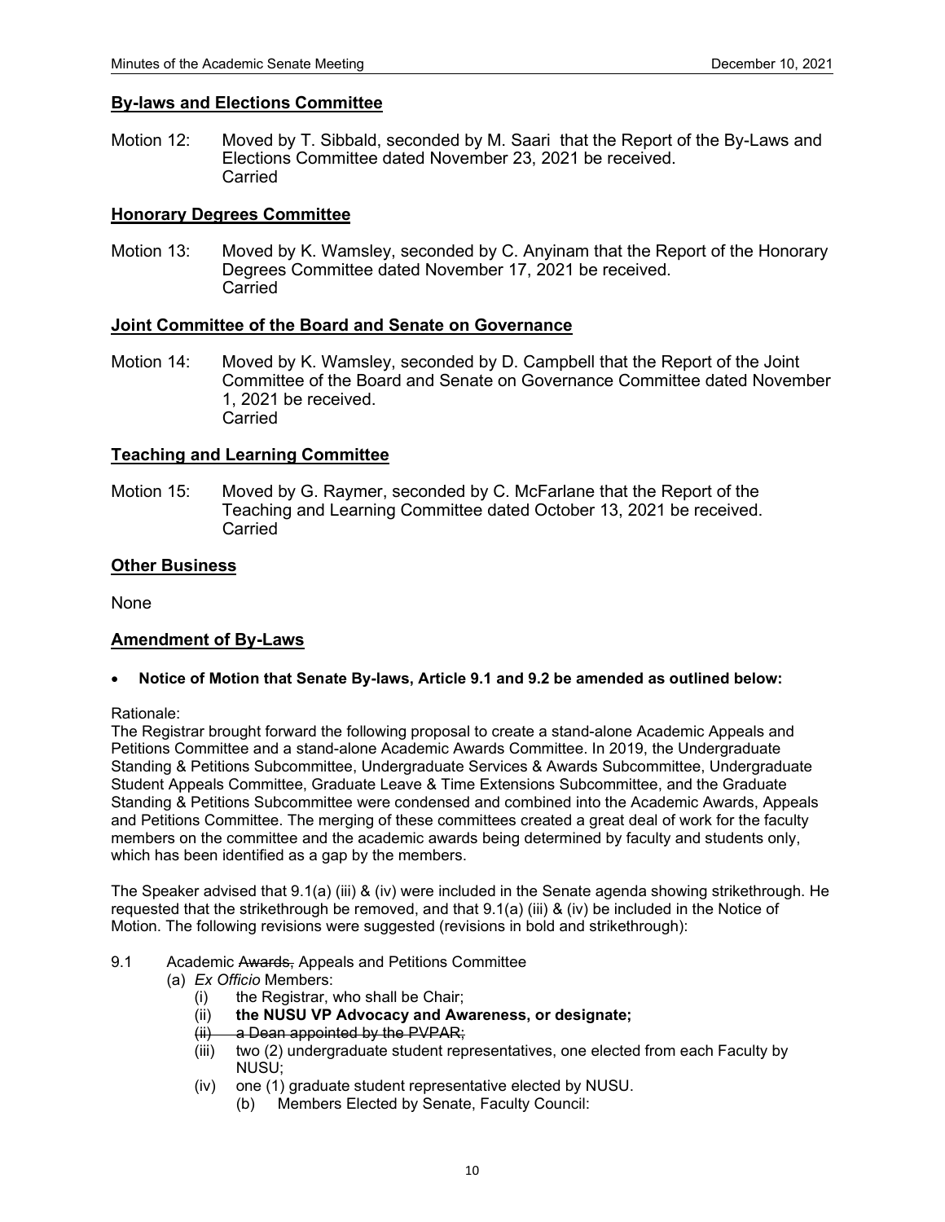## By-laws and Elections Committee

Motion 12: Moved by T. Sibbald, seconded by M. Saari that the Report of the By-Laws and Elections Committee dated November 23, 2021 be received.
Carried

## Honorary Degrees Committee

Motion 13: Moved by K. Wamsley, seconded by C. Anyinam that the Report of the Honorary Degrees Committee dated November 17, 2021 be received.
Carried

## Joint Committee of the Board and Senate on Governance

Motion 14: Moved by K. Wamsley, seconded by D. Campbell that the Report of the Joint Committee of the Board and Senate on Governance Committee dated November 1, 2021 be received.
Carried

## Teaching and Learning Committee

Motion 15: Moved by G. Raymer, seconded by C. McFarlane that the Report of the Teaching and Learning Committee dated October 13, 2021 be received.
Carried

## Other Business

None

## Amendment of By-Laws

- **Notice of Motion that Senate By-laws, Article 9.1 and 9.2 be amended as outlined below:**

Rationale:
The Registrar brought forward the following proposal to create a stand-alone Academic Appeals and Petitions Committee and a stand-alone Academic Awards Committee. In 2019, the Undergraduate Standing & Petitions Subcommittee, Undergraduate Services & Awards Subcommittee, Undergraduate Student Appeals Committee, Graduate Leave & Time Extensions Subcommittee, and the Graduate Standing & Petitions Subcommittee were condensed and combined into the Academic Awards, Appeals and Petitions Committee. The merging of these committees created a great deal of work for the faculty members on the committee and the academic awards being determined by faculty and students only, which has been identified as a gap by the members.

The Speaker advised that 9.1(a) (iii) & (iv) were included in the Senate agenda showing strikethrough. He requested that the strikethrough be removed, and that 9.1(a) (iii) & (iv) be included in the Notice of Motion. The following revisions were suggested (revisions in bold and strikethrough):

9.1 Academic ~~Awards,~~ Appeals and Petitions Committee
- (a) *Ex Officio* Members:
  - (i) the Registrar, who shall be Chair;
  - (ii) **the NUSU VP Advocacy and Awareness, or designate;**
  - ~~(ii) a Dean appointed by the PVPAR;~~
  - (iii) two (2) undergraduate student representatives, one elected from each Faculty by NUSU;
  - (iv) one (1) graduate student representative elected by NUSU.
- (b) Members Elected by Senate, Faculty Council: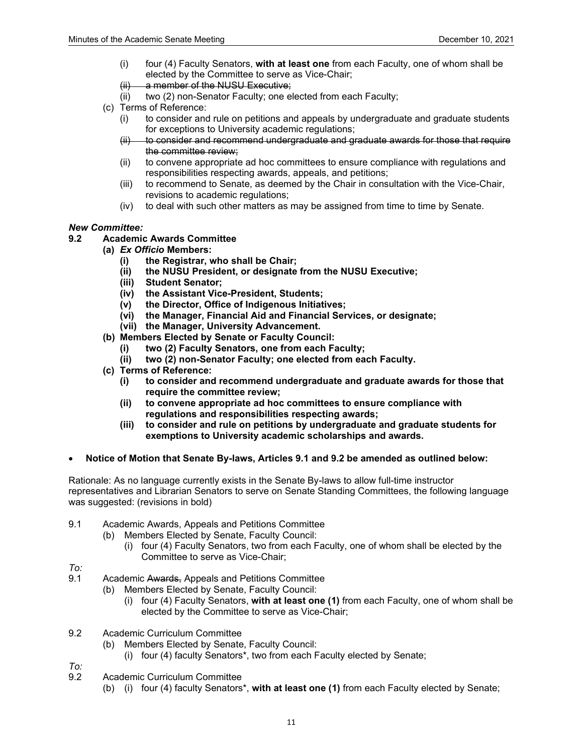- (i) four (4) Faculty Senators, **with at least one** from each Faculty, one of whom shall be elected by the Committee to serve as Vice-Chair;
- ~~(ii) a member of the NUSU Executive;~~
- (ii) two (2) non-Senator Faculty; one elected from each Faculty;

(c) Terms of Reference:

- (i) to consider and rule on petitions and appeals by undergraduate and graduate students for exceptions to University academic regulations;
- ~~(ii) to consider and recommend undergraduate and graduate awards for those that require the committee review;~~
- (ii) to convene appropriate ad hoc committees to ensure compliance with regulations and responsibilities respecting awards, appeals, and petitions;
- (iii) to recommend to Senate, as deemed by the Chair in consultation with the Vice-Chair, revisions to academic regulations;
- (iv) to deal with such other matters as may be assigned from time to time by Senate.

***New Committee:***

**9.2 Academic Awards Committee**

**(a) *Ex Officio* Members:**

- **(i) the Registrar, who shall be Chair;**
- **(ii) the NUSU President, or designate from the NUSU Executive;**
- **(iii) Student Senator;**
- **(iv) the Assistant Vice-President, Students;**
- **(v) the Director, Office of Indigenous Initiatives;**
- **(vi) the Manager, Financial Aid and Financial Services, or designate;**
- **(vii) the Manager, University Advancement.**

**(b) Members Elected by Senate or Faculty Council:**

- **(i) two (2) Faculty Senators, one from each Faculty;**
- **(ii) two (2) non-Senator Faculty; one elected from each Faculty.**

**(c) Terms of Reference:**

- **(i) to consider and recommend undergraduate and graduate awards for those that require the committee review;**
- **(ii) to convene appropriate ad hoc committees to ensure compliance with regulations and responsibilities respecting awards;**
- **(iii) to consider and rule on petitions by undergraduate and graduate students for exemptions to University academic scholarships and awards.**

- **Notice of Motion that Senate By-laws, Articles 9.1 and 9.2 be amended as outlined below:**

Rationale: As no language currently exists in the Senate By-laws to allow full-time instructor representatives and Librarian Senators to serve on Senate Standing Committees, the following language was suggested: (revisions in bold)

9.1 Academic Awards, Appeals and Petitions Committee

(b) Members Elected by Senate, Faculty Council:

(i) four (4) Faculty Senators, two from each Faculty, one of whom shall be elected by the Committee to serve as Vice-Chair;

*To:*

9.1 Academic ~~Awards,~~ Appeals and Petitions Committee

(b) Members Elected by Senate, Faculty Council:

(i) four (4) Faculty Senators, **with at least one (1)** from each Faculty, one of whom shall be elected by the Committee to serve as Vice-Chair;

9.2 Academic Curriculum Committee

(b) Members Elected by Senate, Faculty Council:

(i) four (4) faculty Senators*, two from each Faculty elected by Senate;

*To:*

9.2 Academic Curriculum Committee

(b) (i) four (4) faculty Senators*, **with at least one (1)** from each Faculty elected by Senate;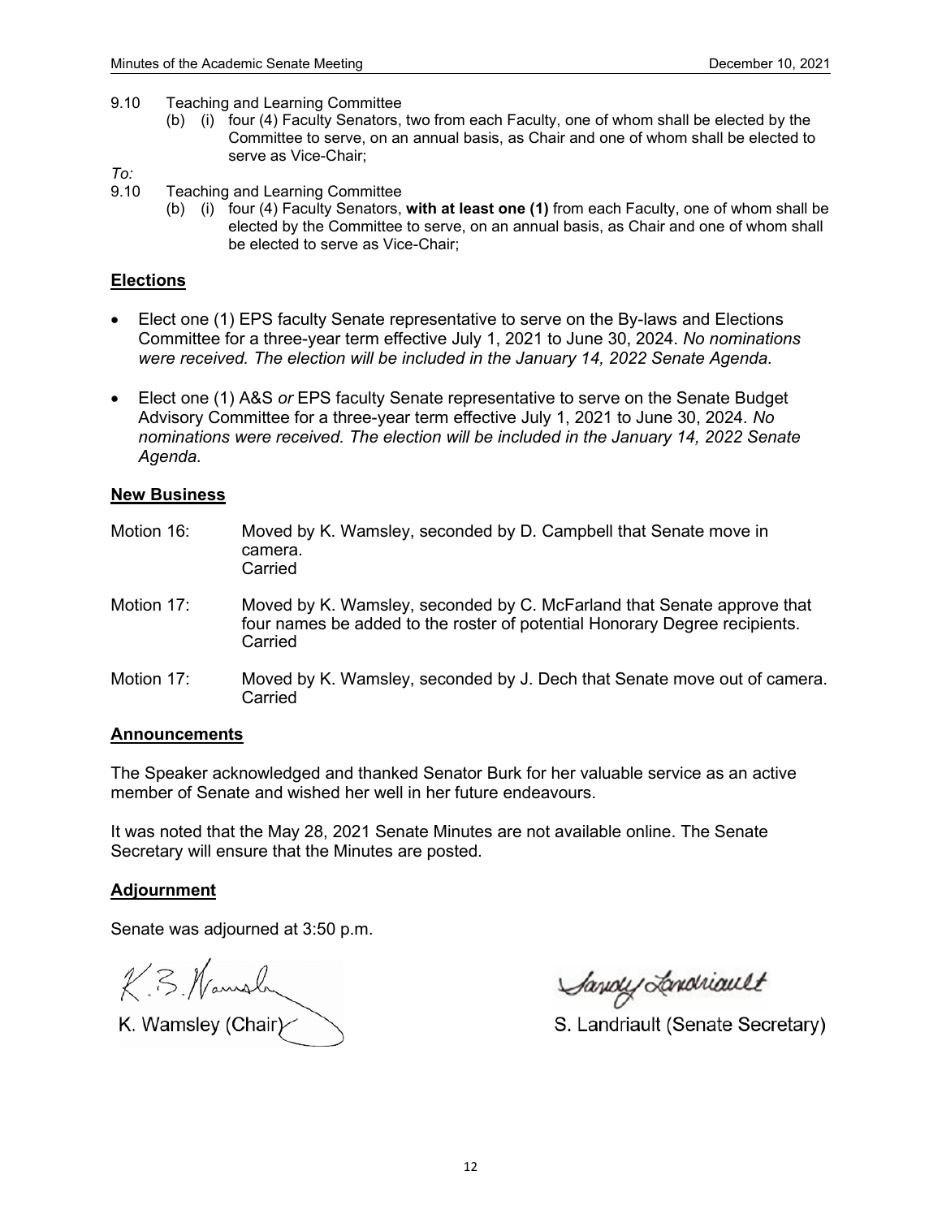9.10 Teaching and Learning Committee

(b) (i) four (4) Faculty Senators, two from each Faculty, one of whom shall be elected by the Committee to serve, on an annual basis, as Chair and one of whom shall be elected to serve as Vice-Chair;

*To:*

9.10 Teaching and Learning Committee

(b) (i) four (4) Faculty Senators, **with at least one (1)** from each Faculty, one of whom shall be elected by the Committee to serve, on an annual basis, as Chair and one of whom shall be elected to serve as Vice-Chair;

## Elections

- Elect one (1) EPS faculty Senate representative to serve on the By-laws and Elections Committee for a three-year term effective July 1, 2021 to June 30, 2024. *No nominations were received. The election will be included in the January 14, 2022 Senate Agenda.*

- Elect one (1) A&S *or* EPS faculty Senate representative to serve on the Senate Budget Advisory Committee for a three-year term effective July 1, 2021 to June 30, 2024. *No nominations were received. The election will be included in the January 14, 2022 Senate Agenda.*

## New Business

Motion 16: Moved by K. Wamsley, seconded by D. Campbell that Senate move in camera.
Carried

Motion 17: Moved by K. Wamsley, seconded by C. McFarland that Senate approve that four names be added to the roster of potential Honorary Degree recipients.
Carried

Motion 17: Moved by K. Wamsley, seconded by J. Dech that Senate move out of camera.
Carried

## Announcements

The Speaker acknowledged and thanked Senator Burk for her valuable service as an active member of Senate and wished her well in her future endeavours.

It was noted that the May 28, 2021 Senate Minutes are not available online. The Senate Secretary will ensure that the Minutes are posted.

## Adjournment

Senate was adjourned at 3:50 p.m.

K. Wamsley (Chair)

S. Landriault (Senate Secretary)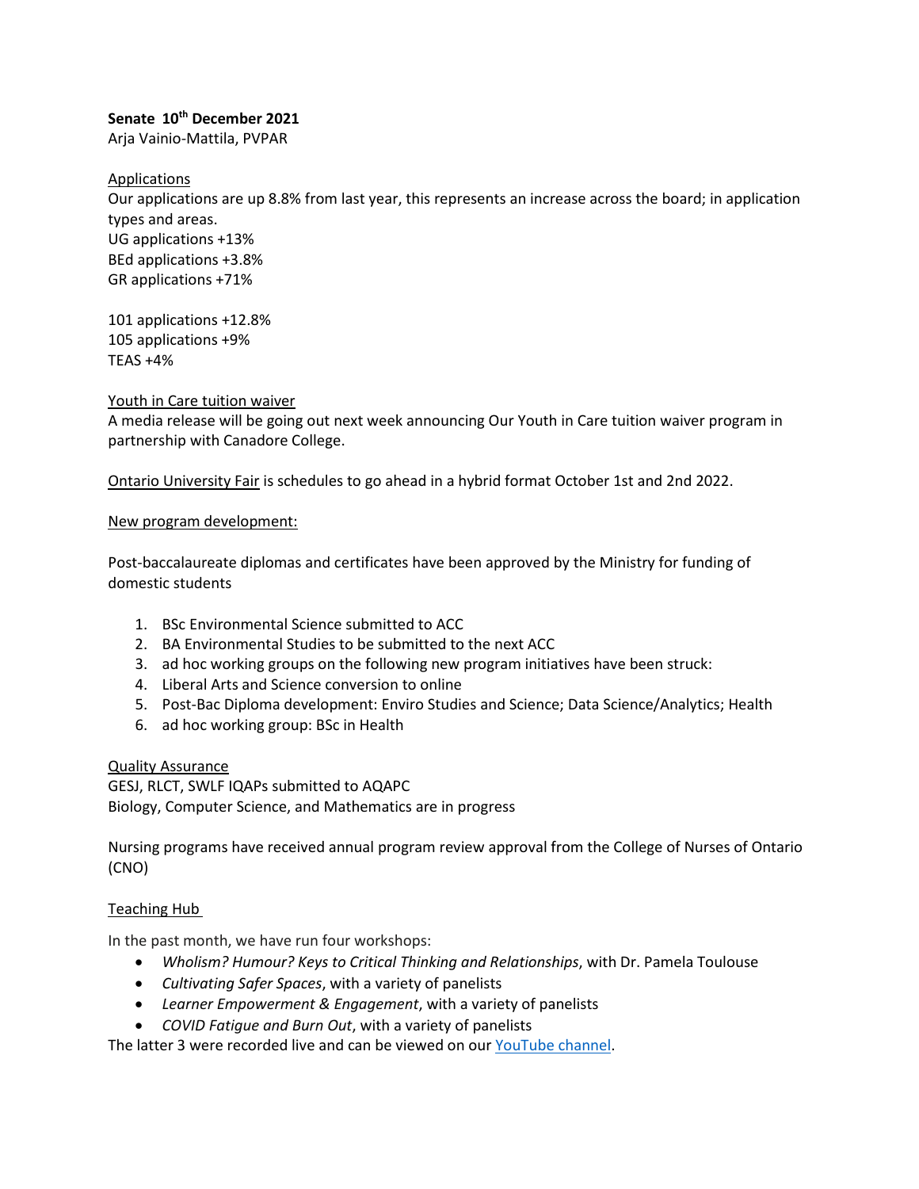**Senate 10th December 2021**
Arja Vainio-Mattila, PVPAR

Applications
Our applications are up 8.8% from last year, this represents an increase across the board; in application types and areas.
UG applications +13%
BEd applications +3.8%
GR applications +71%

101 applications +12.8%
105 applications +9%
TEAS +4%

Youth in Care tuition waiver
A media release will be going out next week announcing Our Youth in Care tuition waiver program in partnership with Canadore College.

Ontario University Fair is schedules to go ahead in a hybrid format October 1st and 2nd 2022.

New program development:

Post-baccalaureate diplomas and certificates have been approved by the Ministry for funding of domestic students

1. BSc Environmental Science submitted to ACC
2. BA Environmental Studies to be submitted to the next ACC
3. ad hoc working groups on the following new program initiatives have been struck:
4. Liberal Arts and Science conversion to online
5. Post-Bac Diploma development: Enviro Studies and Science; Data Science/Analytics; Health
6. ad hoc working group: BSc in Health

Quality Assurance
GESJ, RLCT, SWLF IQAPs submitted to AQAPC
Biology, Computer Science, and Mathematics are in progress

Nursing programs have received annual program review approval from the College of Nurses of Ontario (CNO)

Teaching Hub

In the past month, we have run four workshops:

- *Wholism? Humour? Keys to Critical Thinking and Relationships*, with Dr. Pamela Toulouse
- *Cultivating Safer Spaces*, with a variety of panelists
- *Learner Empowerment & Engagement*, with a variety of panelists
- *COVID Fatigue and Burn Out*, with a variety of panelists

The latter 3 were recorded live and can be viewed on our YouTube channel.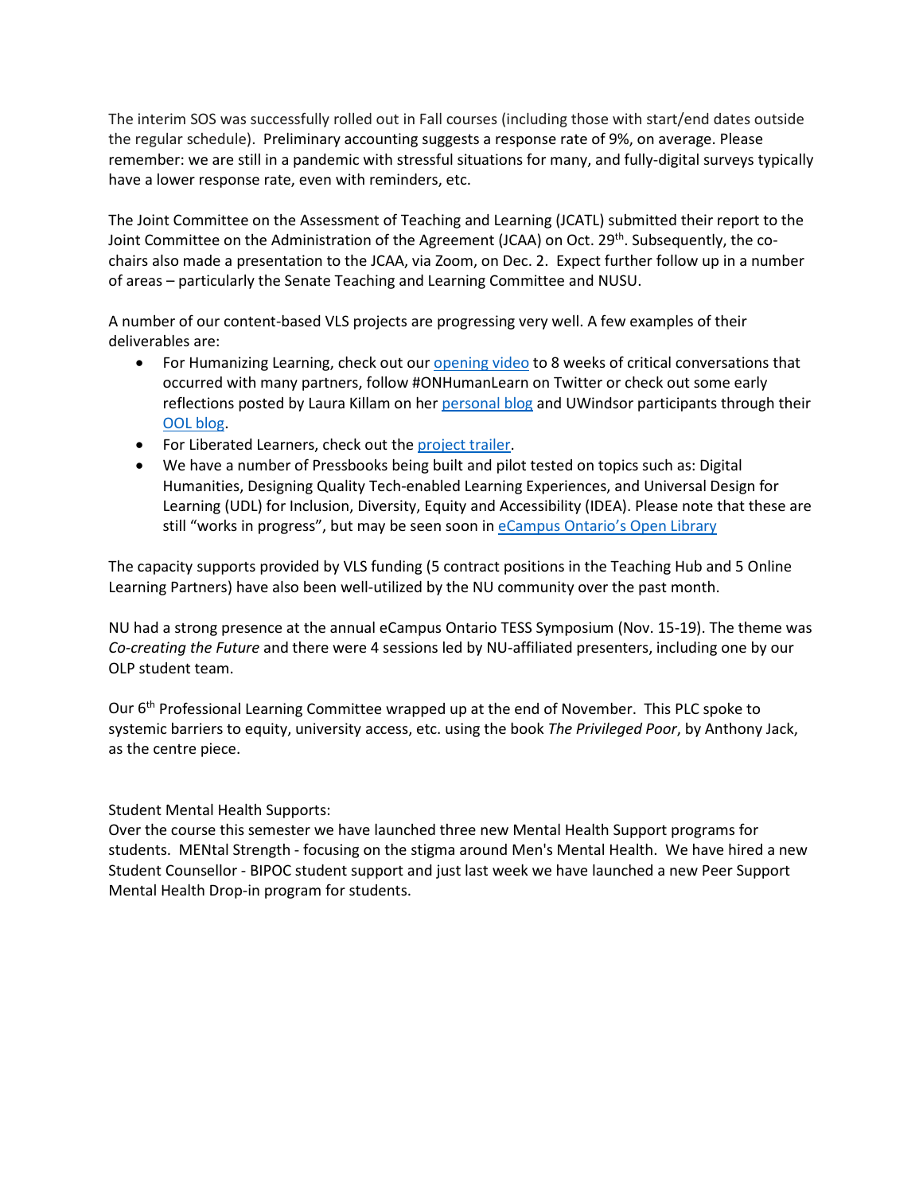The interim SOS was successfully rolled out in Fall courses (including those with start/end dates outside the regular schedule). Preliminary accounting suggests a response rate of 9%, on average. Please remember: we are still in a pandemic with stressful situations for many, and fully-digital surveys typically have a lower response rate, even with reminders, etc.

The Joint Committee on the Assessment of Teaching and Learning (JCATL) submitted their report to the Joint Committee on the Administration of the Agreement (JCAA) on Oct. 29th. Subsequently, the co-chairs also made a presentation to the JCAA, via Zoom, on Dec. 2. Expect further follow up in a number of areas – particularly the Senate Teaching and Learning Committee and NUSU.

A number of our content-based VLS projects are progressing very well. A few examples of their deliverables are:

- For Humanizing Learning, check out our opening video to 8 weeks of critical conversations that occurred with many partners, follow #ONHumanLearn on Twitter or check out some early reflections posted by Laura Killam on her personal blog and UWindsor participants through their OOL blog.
- For Liberated Learners, check out the project trailer.
- We have a number of Pressbooks being built and pilot tested on topics such as: Digital Humanities, Designing Quality Tech-enabled Learning Experiences, and Universal Design for Learning (UDL) for Inclusion, Diversity, Equity and Accessibility (IDEA). Please note that these are still "works in progress", but may be seen soon in eCampus Ontario's Open Library

The capacity supports provided by VLS funding (5 contract positions in the Teaching Hub and 5 Online Learning Partners) have also been well-utilized by the NU community over the past month.

NU had a strong presence at the annual eCampus Ontario TESS Symposium (Nov. 15-19). The theme was *Co-creating the Future* and there were 4 sessions led by NU-affiliated presenters, including one by our OLP student team.

Our 6th Professional Learning Committee wrapped up at the end of November. This PLC spoke to systemic barriers to equity, university access, etc. using the book *The Privileged Poor*, by Anthony Jack, as the centre piece.

Student Mental Health Supports:
Over the course this semester we have launched three new Mental Health Support programs for students. MENtal Strength - focusing on the stigma around Men's Mental Health. We have hired a new Student Counsellor - BIPOC student support and just last week we have launched a new Peer Support Mental Health Drop-in program for students.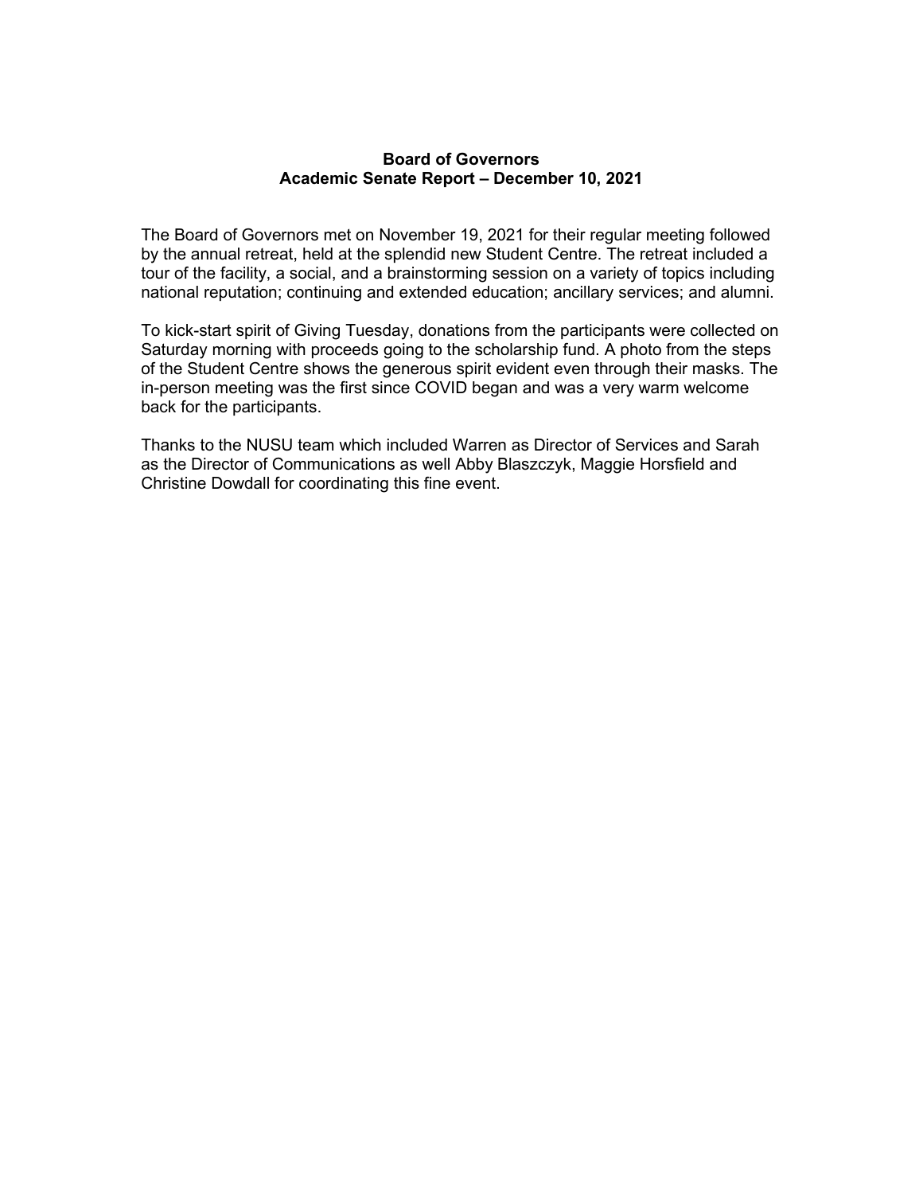**Board of Governors**
**Academic Senate Report – December 10, 2021**

The Board of Governors met on November 19, 2021 for their regular meeting followed by the annual retreat, held at the splendid new Student Centre. The retreat included a tour of the facility, a social, and a brainstorming session on a variety of topics including national reputation; continuing and extended education; ancillary services; and alumni.

To kick-start spirit of Giving Tuesday, donations from the participants were collected on Saturday morning with proceeds going to the scholarship fund. A photo from the steps of the Student Centre shows the generous spirit evident even through their masks. The in-person meeting was the first since COVID began and was a very warm welcome back for the participants.

Thanks to the NUSU team which included Warren as Director of Services and Sarah as the Director of Communications as well Abby Blaszczyk, Maggie Horsfield and Christine Dowdall for coordinating this fine event.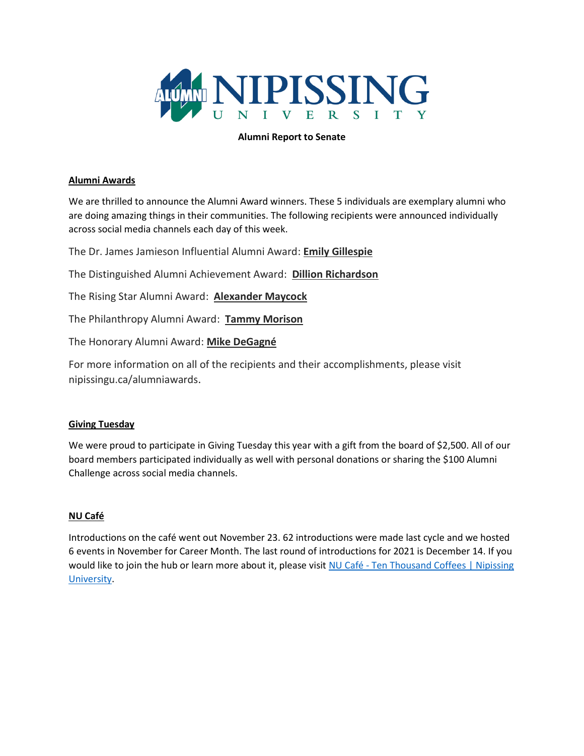**Alumni Report to Senate**

## Alumni Awards

We are thrilled to announce the Alumni Award winners. These 5 individuals are exemplary alumni who are doing amazing things in their communities. The following recipients were announced individually across social media channels each day of this week.

The Dr. James Jamieson Influential Alumni Award: **Emily Gillespie**

The Distinguished Alumni Achievement Award: **Dillion Richardson**

The Rising Star Alumni Award: **Alexander Maycock**

The Philanthropy Alumni Award: **Tammy Morison**

The Honorary Alumni Award: **Mike DeGagné**

For more information on all of the recipients and their accomplishments, please visit nipissingu.ca/alumniawards.

## Giving Tuesday

We were proud to participate in Giving Tuesday this year with a gift from the board of $2,500. All of our board members participated individually as well with personal donations or sharing the $100 Alumni Challenge across social media channels.

## NU Café

Introductions on the café went out November 23. 62 introductions were made last cycle and we hosted 6 events in November for Career Month. The last round of introductions for 2021 is December 14. If you would like to join the hub or learn more about it, please visit NU Café - Ten Thousand Coffees | Nipissing University.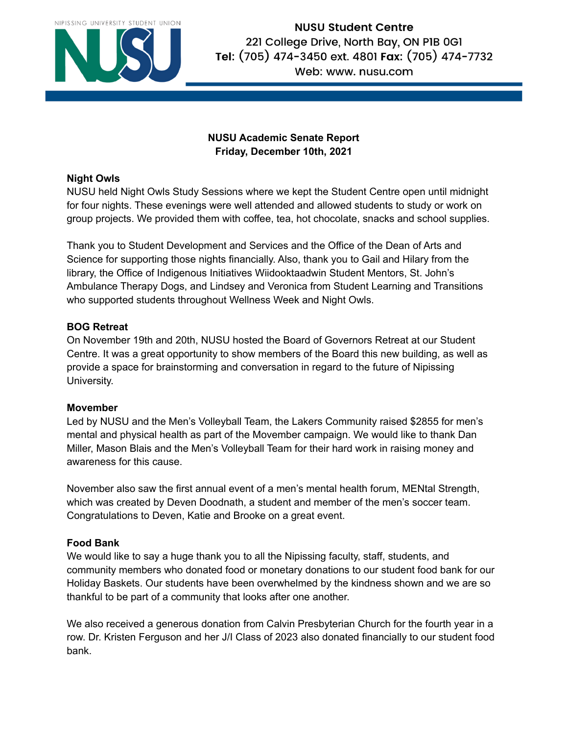NIPISSING UNIVERSITY STUDENT UNION

**NUSU Student Centre**
221 College Drive, North Bay, ON P1B 0G1
**Tel:** (705) 474-3450 ext. 4801 **Fax:** (705) 474-7732
Web: www. nusu.com

**NUSU Academic Senate Report**
**Friday, December 10th, 2021**

**Night Owls**
NUSU held Night Owls Study Sessions where we kept the Student Centre open until midnight for four nights. These evenings were well attended and allowed students to study or work on group projects. We provided them with coffee, tea, hot chocolate, snacks and school supplies.

Thank you to Student Development and Services and the Office of the Dean of Arts and Science for supporting those nights financially. Also, thank you to Gail and Hilary from the library, the Office of Indigenous Initiatives Wiidooktaadwin Student Mentors, St. John's Ambulance Therapy Dogs, and Lindsey and Veronica from Student Learning and Transitions who supported students throughout Wellness Week and Night Owls.

**BOG Retreat**
On November 19th and 20th, NUSU hosted the Board of Governors Retreat at our Student Centre. It was a great opportunity to show members of the Board this new building, as well as provide a space for brainstorming and conversation in regard to the future of Nipissing University.

**Movember**
Led by NUSU and the Men's Volleyball Team, the Lakers Community raised $2855 for men's mental and physical health as part of the Movember campaign. We would like to thank Dan Miller, Mason Blais and the Men's Volleyball Team for their hard work in raising money and awareness for this cause.

November also saw the first annual event of a men's mental health forum, MENtal Strength, which was created by Deven Doodnath, a student and member of the men's soccer team. Congratulations to Deven, Katie and Brooke on a great event.

**Food Bank**
We would like to say a huge thank you to all the Nipissing faculty, staff, students, and community members who donated food or monetary donations to our student food bank for our Holiday Baskets. Our students have been overwhelmed by the kindness shown and we are so thankful to be part of a community that looks after one another.

We also received a generous donation from Calvin Presbyterian Church for the fourth year in a row. Dr. Kristen Ferguson and her J/I Class of 2023 also donated financially to our student food bank.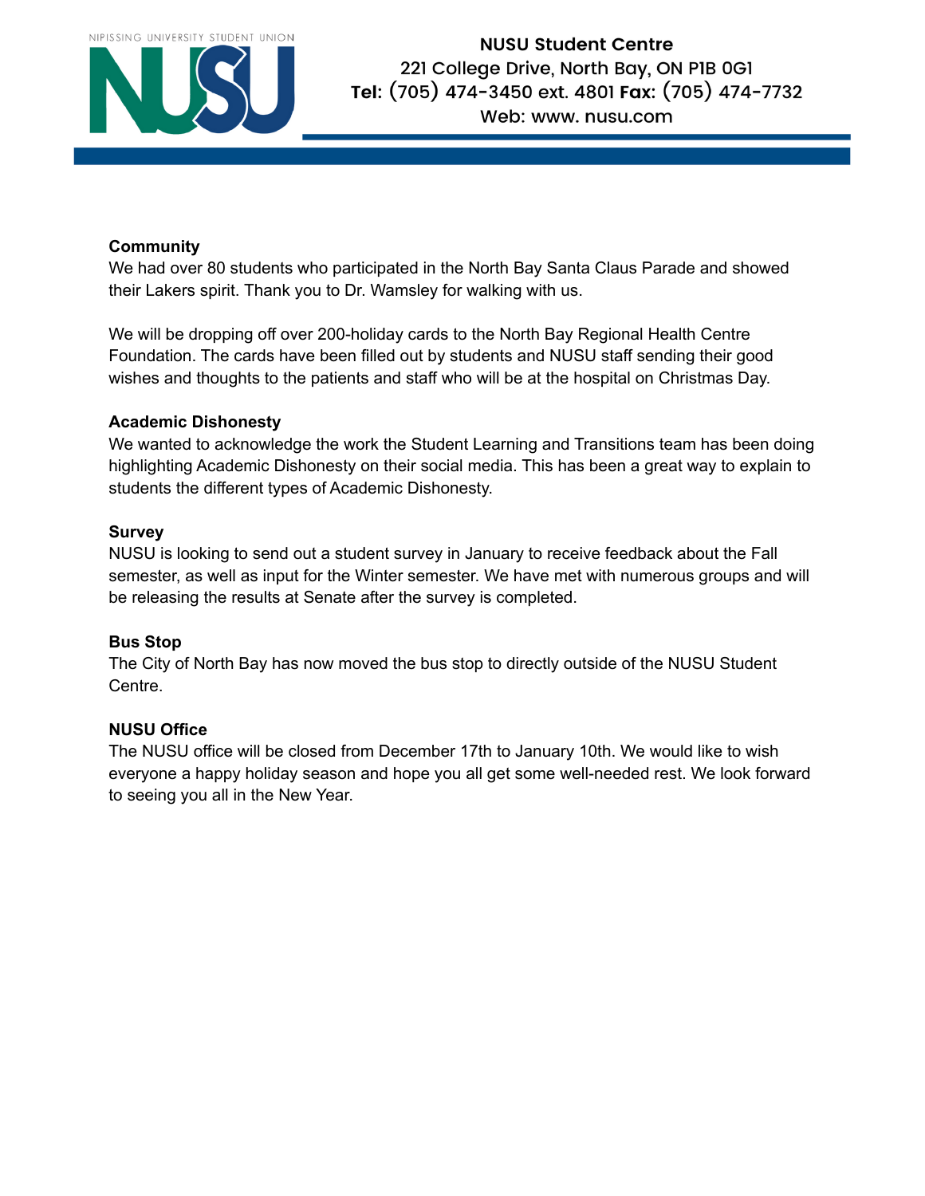NIPISSING UNIVERSITY STUDENT UNION

**NUSU Student Centre**
221 College Drive, North Bay, ON P1B 0G1
**Tel:** (705) 474-3450 ext. 4801 **Fax:** (705) 474-7732
Web: www. nusu.com

**Community**
We had over 80 students who participated in the North Bay Santa Claus Parade and showed their Lakers spirit. Thank you to Dr. Wamsley for walking with us.

We will be dropping off over 200-holiday cards to the North Bay Regional Health Centre Foundation. The cards have been filled out by students and NUSU staff sending their good wishes and thoughts to the patients and staff who will be at the hospital on Christmas Day.

**Academic Dishonesty**
We wanted to acknowledge the work the Student Learning and Transitions team has been doing highlighting Academic Dishonesty on their social media. This has been a great way to explain to students the different types of Academic Dishonesty.

**Survey**
NUSU is looking to send out a student survey in January to receive feedback about the Fall semester, as well as input for the Winter semester. We have met with numerous groups and will be releasing the results at Senate after the survey is completed.

**Bus Stop**
The City of North Bay has now moved the bus stop to directly outside of the NUSU Student Centre.

**NUSU Office**
The NUSU office will be closed from December 17th to January 10th. We would like to wish everyone a happy holiday season and hope you all get some well-needed rest. We look forward to seeing you all in the New Year.